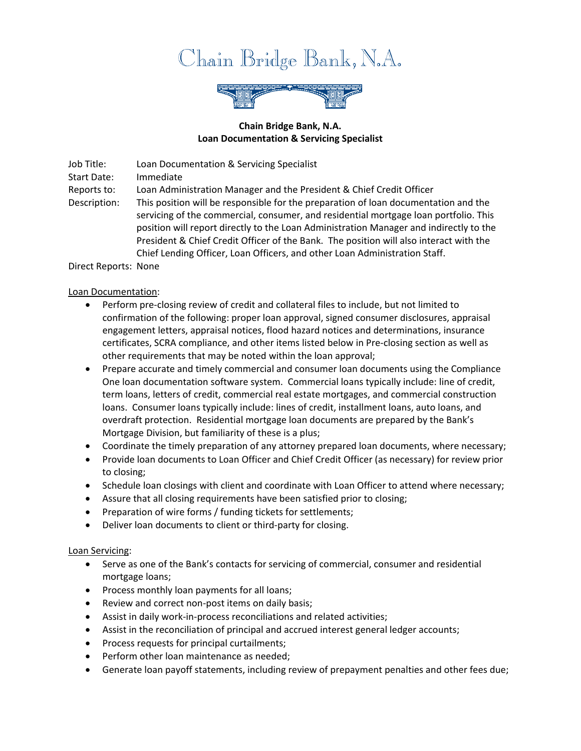# Chain Bridge Bank, N.A.

**Chain Bridge Bank, N.A.**
**Loan Documentation & Servicing Specialist**

| | |
|---|---|
| Job Title: | Loan Documentation & Servicing Specialist |
| Start Date: | Immediate |
| Reports to: | Loan Administration Manager and the President & Chief Credit Officer |
| Description: | This position will be responsible for the preparation of loan documentation and the servicing of the commercial, consumer, and residential mortgage loan portfolio. This position will report directly to the Loan Administration Manager and indirectly to the President & Chief Credit Officer of the Bank. The position will also interact with the Chief Lending Officer, Loan Officers, and other Loan Administration Staff. |
| Direct Reports: | None |

<u>Loan Documentation</u>:

- Perform pre-closing review of credit and collateral files to include, but not limited to confirmation of the following: proper loan approval, signed consumer disclosures, appraisal engagement letters, appraisal notices, flood hazard notices and determinations, insurance certificates, SCRA compliance, and other items listed below in Pre-closing section as well as other requirements that may be noted within the loan approval;
- Prepare accurate and timely commercial and consumer loan documents using the Compliance One loan documentation software system. Commercial loans typically include: line of credit, term loans, letters of credit, commercial real estate mortgages, and commercial construction loans. Consumer loans typically include: lines of credit, installment loans, auto loans, and overdraft protection. Residential mortgage loan documents are prepared by the Bank's Mortgage Division, but familiarity of these is a plus;
- Coordinate the timely preparation of any attorney prepared loan documents, where necessary;
- Provide loan documents to Loan Officer and Chief Credit Officer (as necessary) for review prior to closing;
- Schedule loan closings with client and coordinate with Loan Officer to attend where necessary;
- Assure that all closing requirements have been satisfied prior to closing;
- Preparation of wire forms / funding tickets for settlements;
- Deliver loan documents to client or third-party for closing.

<u>Loan Servicing</u>:

- Serve as one of the Bank's contacts for servicing of commercial, consumer and residential mortgage loans;
- Process monthly loan payments for all loans;
- Review and correct non-post items on daily basis;
- Assist in daily work-in-process reconciliations and related activities;
- Assist in the reconciliation of principal and accrued interest general ledger accounts;
- Process requests for principal curtailments;
- Perform other loan maintenance as needed;
- Generate loan payoff statements, including review of prepayment penalties and other fees due;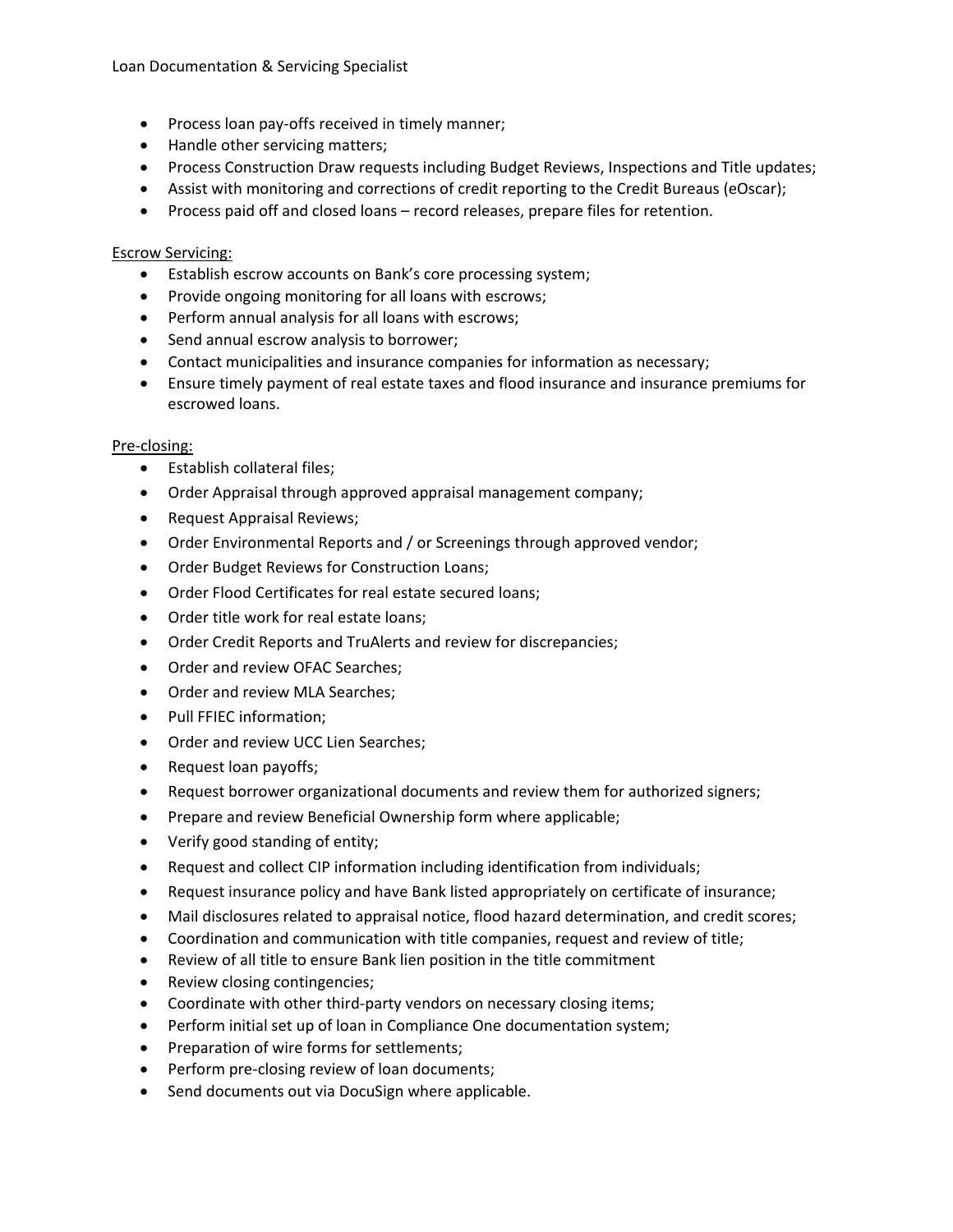- Process loan pay-offs received in timely manner;
- Handle other servicing matters;
- Process Construction Draw requests including Budget Reviews, Inspections and Title updates;
- Assist with monitoring and corrections of credit reporting to the Credit Bureaus (eOscar);
- Process paid off and closed loans – record releases, prepare files for retention.

<u>Escrow Servicing:</u>

- Establish escrow accounts on Bank's core processing system;
- Provide ongoing monitoring for all loans with escrows;
- Perform annual analysis for all loans with escrows;
- Send annual escrow analysis to borrower;
- Contact municipalities and insurance companies for information as necessary;
- Ensure timely payment of real estate taxes and flood insurance and insurance premiums for escrowed loans.

<u>Pre-closing:</u>

- Establish collateral files;
- Order Appraisal through approved appraisal management company;
- Request Appraisal Reviews;
- Order Environmental Reports and / or Screenings through approved vendor;
- Order Budget Reviews for Construction Loans;
- Order Flood Certificates for real estate secured loans;
- Order title work for real estate loans;
- Order Credit Reports and TruAlerts and review for discrepancies;
- Order and review OFAC Searches;
- Order and review MLA Searches;
- Pull FFIEC information;
- Order and review UCC Lien Searches;
- Request loan payoffs;
- Request borrower organizational documents and review them for authorized signers;
- Prepare and review Beneficial Ownership form where applicable;
- Verify good standing of entity;
- Request and collect CIP information including identification from individuals;
- Request insurance policy and have Bank listed appropriately on certificate of insurance;
- Mail disclosures related to appraisal notice, flood hazard determination, and credit scores;
- Coordination and communication with title companies, request and review of title;
- Review of all title to ensure Bank lien position in the title commitment
- Review closing contingencies;
- Coordinate with other third-party vendors on necessary closing items;
- Perform initial set up of loan in Compliance One documentation system;
- Preparation of wire forms for settlements;
- Perform pre-closing review of loan documents;
- Send documents out via DocuSign where applicable.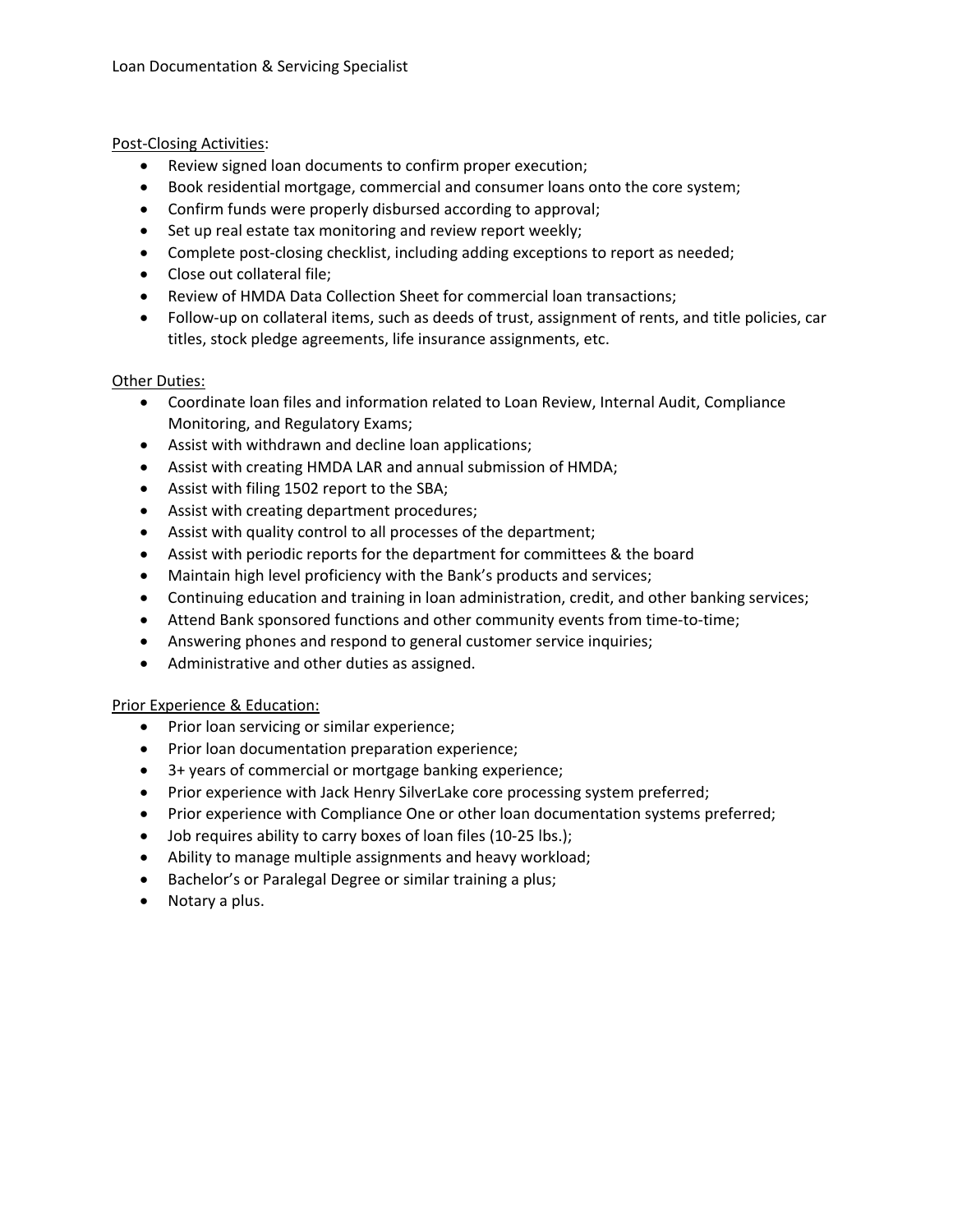Post-Closing Activities:

- Review signed loan documents to confirm proper execution;
- Book residential mortgage, commercial and consumer loans onto the core system;
- Confirm funds were properly disbursed according to approval;
- Set up real estate tax monitoring and review report weekly;
- Complete post-closing checklist, including adding exceptions to report as needed;
- Close out collateral file;
- Review of HMDA Data Collection Sheet for commercial loan transactions;
- Follow-up on collateral items, such as deeds of trust, assignment of rents, and title policies, car titles, stock pledge agreements, life insurance assignments, etc.

Other Duties:

- Coordinate loan files and information related to Loan Review, Internal Audit, Compliance Monitoring, and Regulatory Exams;
- Assist with withdrawn and decline loan applications;
- Assist with creating HMDA LAR and annual submission of HMDA;
- Assist with filing 1502 report to the SBA;
- Assist with creating department procedures;
- Assist with quality control to all processes of the department;
- Assist with periodic reports for the department for committees & the board
- Maintain high level proficiency with the Bank's products and services;
- Continuing education and training in loan administration, credit, and other banking services;
- Attend Bank sponsored functions and other community events from time-to-time;
- Answering phones and respond to general customer service inquiries;
- Administrative and other duties as assigned.

Prior Experience & Education:

- Prior loan servicing or similar experience;
- Prior loan documentation preparation experience;
- 3+ years of commercial or mortgage banking experience;
- Prior experience with Jack Henry SilverLake core processing system preferred;
- Prior experience with Compliance One or other loan documentation systems preferred;
- Job requires ability to carry boxes of loan files (10-25 lbs.);
- Ability to manage multiple assignments and heavy workload;
- Bachelor's or Paralegal Degree or similar training a plus;
- Notary a plus.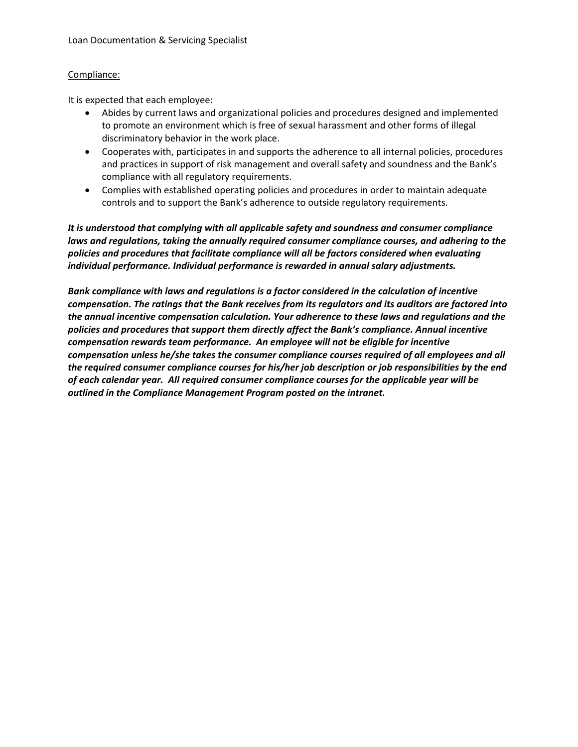Compliance:

It is expected that each employee:

- Abides by current laws and organizational policies and procedures designed and implemented to promote an environment which is free of sexual harassment and other forms of illegal discriminatory behavior in the work place.
- Cooperates with, participates in and supports the adherence to all internal policies, procedures and practices in support of risk management and overall safety and soundness and the Bank's compliance with all regulatory requirements.
- Complies with established operating policies and procedures in order to maintain adequate controls and to support the Bank's adherence to outside regulatory requirements.

***It is understood that complying with all applicable safety and soundness and consumer compliance laws and regulations, taking the annually required consumer compliance courses, and adhering to the policies and procedures that facilitate compliance will all be factors considered when evaluating individual performance. Individual performance is rewarded in annual salary adjustments.***

***Bank compliance with laws and regulations is a factor considered in the calculation of incentive compensation. The ratings that the Bank receives from its regulators and its auditors are factored into the annual incentive compensation calculation. Your adherence to these laws and regulations and the policies and procedures that support them directly affect the Bank's compliance. Annual incentive compensation rewards team performance. An employee will not be eligible for incentive compensation unless he/she takes the consumer compliance courses required of all employees and all the required consumer compliance courses for his/her job description or job responsibilities by the end of each calendar year. All required consumer compliance courses for the applicable year will be outlined in the Compliance Management Program posted on the intranet.***